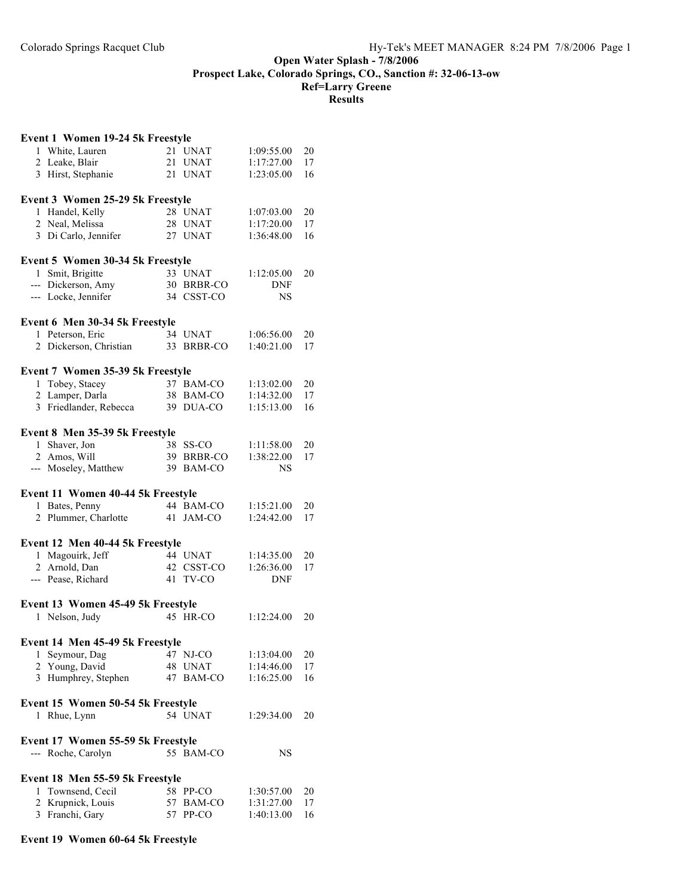**Open Water Splash - 7/8/2006**
**Prospect Lake, Colorado Springs, CO., Sanction #: 32-06-13-ow**
**Ref=Larry Greene**
**Results**

### Event 1 Women 19-24 5k Freestyle

| Place | Name | Age | Team | Time | Points |
|---|---|---|---|---|---|
| 1 | White, Lauren | 21 | UNAT | 1:09:55.00 | 20 |
| 2 | Leake, Blair | 21 | UNAT | 1:17:27.00 | 17 |
| 3 | Hirst, Stephanie | 21 | UNAT | 1:23:05.00 | 16 |

### Event 3 Women 25-29 5k Freestyle

| Place | Name | Age | Team | Time | Points |
|---|---|---|---|---|---|
| 1 | Handel, Kelly | 28 | UNAT | 1:07:03.00 | 20 |
| 2 | Neal, Melissa | 28 | UNAT | 1:17:20.00 | 17 |
| 3 | Di Carlo, Jennifer | 27 | UNAT | 1:36:48.00 | 16 |

### Event 5 Women 30-34 5k Freestyle

| Place | Name | Age | Team | Time | Points |
|---|---|---|---|---|---|
| 1 | Smit, Brigitte | 33 | UNAT | 1:12:05.00 | 20 |
| --- | Dickerson, Amy | 30 | BRBR-CO | DNF | |
| --- | Locke, Jennifer | 34 | CSST-CO | NS | |

### Event 6 Men 30-34 5k Freestyle

| Place | Name | Age | Team | Time | Points |
|---|---|---|---|---|---|
| 1 | Peterson, Eric | 34 | UNAT | 1:06:56.00 | 20 |
| 2 | Dickerson, Christian | 33 | BRBR-CO | 1:40:21.00 | 17 |

### Event 7 Women 35-39 5k Freestyle

| Place | Name | Age | Team | Time | Points |
|---|---|---|---|---|---|
| 1 | Tobey, Stacey | 37 | BAM-CO | 1:13:02.00 | 20 |
| 2 | Lamper, Darla | 38 | BAM-CO | 1:14:32.00 | 17 |
| 3 | Friedlander, Rebecca | 39 | DUA-CO | 1:15:13.00 | 16 |

### Event 8 Men 35-39 5k Freestyle

| Place | Name | Age | Team | Time | Points |
|---|---|---|---|---|---|
| 1 | Shaver, Jon | 38 | SS-CO | 1:11:58.00 | 20 |
| 2 | Amos, Will | 39 | BRBR-CO | 1:38:22.00 | 17 |
| --- | Moseley, Matthew | 39 | BAM-CO | NS | |

### Event 11 Women 40-44 5k Freestyle

| Place | Name | Age | Team | Time | Points |
|---|---|---|---|---|---|
| 1 | Bates, Penny | 44 | BAM-CO | 1:15:21.00 | 20 |
| 2 | Plummer, Charlotte | 41 | JAM-CO | 1:24:42.00 | 17 |

### Event 12 Men 40-44 5k Freestyle

| Place | Name | Age | Team | Time | Points |
|---|---|---|---|---|---|
| 1 | Magouirk, Jeff | 44 | UNAT | 1:14:35.00 | 20 |
| 2 | Arnold, Dan | 42 | CSST-CO | 1:26:36.00 | 17 |
| --- | Pease, Richard | 41 | TV-CO | DNF | |

### Event 13 Women 45-49 5k Freestyle

| Place | Name | Age | Team | Time | Points |
|---|---|---|---|---|---|
| 1 | Nelson, Judy | 45 | HR-CO | 1:12:24.00 | 20 |

### Event 14 Men 45-49 5k Freestyle

| Place | Name | Age | Team | Time | Points |
|---|---|---|---|---|---|
| 1 | Seymour, Dag | 47 | NJ-CO | 1:13:04.00 | 20 |
| 2 | Young, David | 48 | UNAT | 1:14:46.00 | 17 |
| 3 | Humphrey, Stephen | 47 | BAM-CO | 1:16:25.00 | 16 |

### Event 15 Women 50-54 5k Freestyle

| Place | Name | Age | Team | Time | Points |
|---|---|---|---|---|---|
| 1 | Rhue, Lynn | 54 | UNAT | 1:29:34.00 | 20 |

### Event 17 Women 55-59 5k Freestyle

| Place | Name | Age | Team | Time | Points |
|---|---|---|---|---|---|
| --- | Roche, Carolyn | 55 | BAM-CO | NS | |

### Event 18 Men 55-59 5k Freestyle

| Place | Name | Age | Team | Time | Points |
|---|---|---|---|---|---|
| 1 | Townsend, Cecil | 58 | PP-CO | 1:30:57.00 | 20 |
| 2 | Krupnick, Louis | 57 | BAM-CO | 1:31:27.00 | 17 |
| 3 | Franchi, Gary | 57 | PP-CO | 1:40:13.00 | 16 |

### Event 19 Women 60-64 5k Freestyle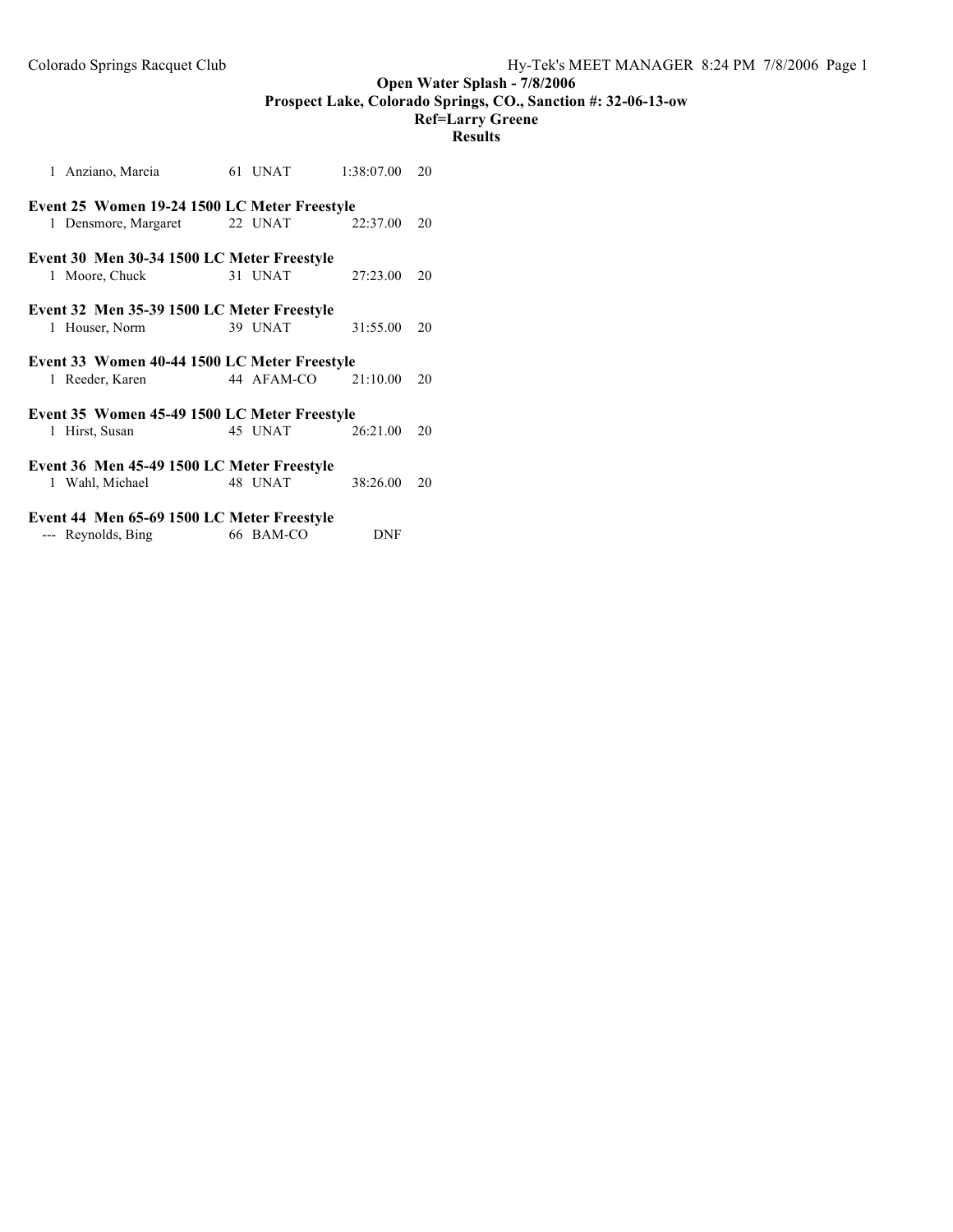**Open Water Splash - 7/8/2006**
**Prospect Lake, Colorado Springs, CO., Sanction #: 32-06-13-ow**
**Ref=Larry Greene**
**Results**

| | | | | | |
|---|---|---|---|---|---|
| 1 | Anziano, Marcia | 61 | UNAT | 1:38:07.00 | 20 |

**Event 25 Women 19-24 1500 LC Meter Freestyle**

| | | | | | |
|---|---|---|---|---|---|
| 1 | Densmore, Margaret | 22 | UNAT | 22:37.00 | 20 |

**Event 30 Men 30-34 1500 LC Meter Freestyle**

| | | | | | |
|---|---|---|---|---|---|
| 1 | Moore, Chuck | 31 | UNAT | 27:23.00 | 20 |

**Event 32 Men 35-39 1500 LC Meter Freestyle**

| | | | | | |
|---|---|---|---|---|---|
| 1 | Houser, Norm | 39 | UNAT | 31:55.00 | 20 |

**Event 33 Women 40-44 1500 LC Meter Freestyle**

| | | | | | |
|---|---|---|---|---|---|
| 1 | Reeder, Karen | 44 | AFAM-CO | 21:10.00 | 20 |

**Event 35 Women 45-49 1500 LC Meter Freestyle**

| | | | | | |
|---|---|---|---|---|---|
| 1 | Hirst, Susan | 45 | UNAT | 26:21.00 | 20 |

**Event 36 Men 45-49 1500 LC Meter Freestyle**

| | | | | | |
|---|---|---|---|---|---|
| 1 | Wahl, Michael | 48 | UNAT | 38:26.00 | 20 |

**Event 44 Men 65-69 1500 LC Meter Freestyle**

| | | | | | |
|---|---|---|---|---|---|
| --- | Reynolds, Bing | 66 | BAM-CO | DNF | |